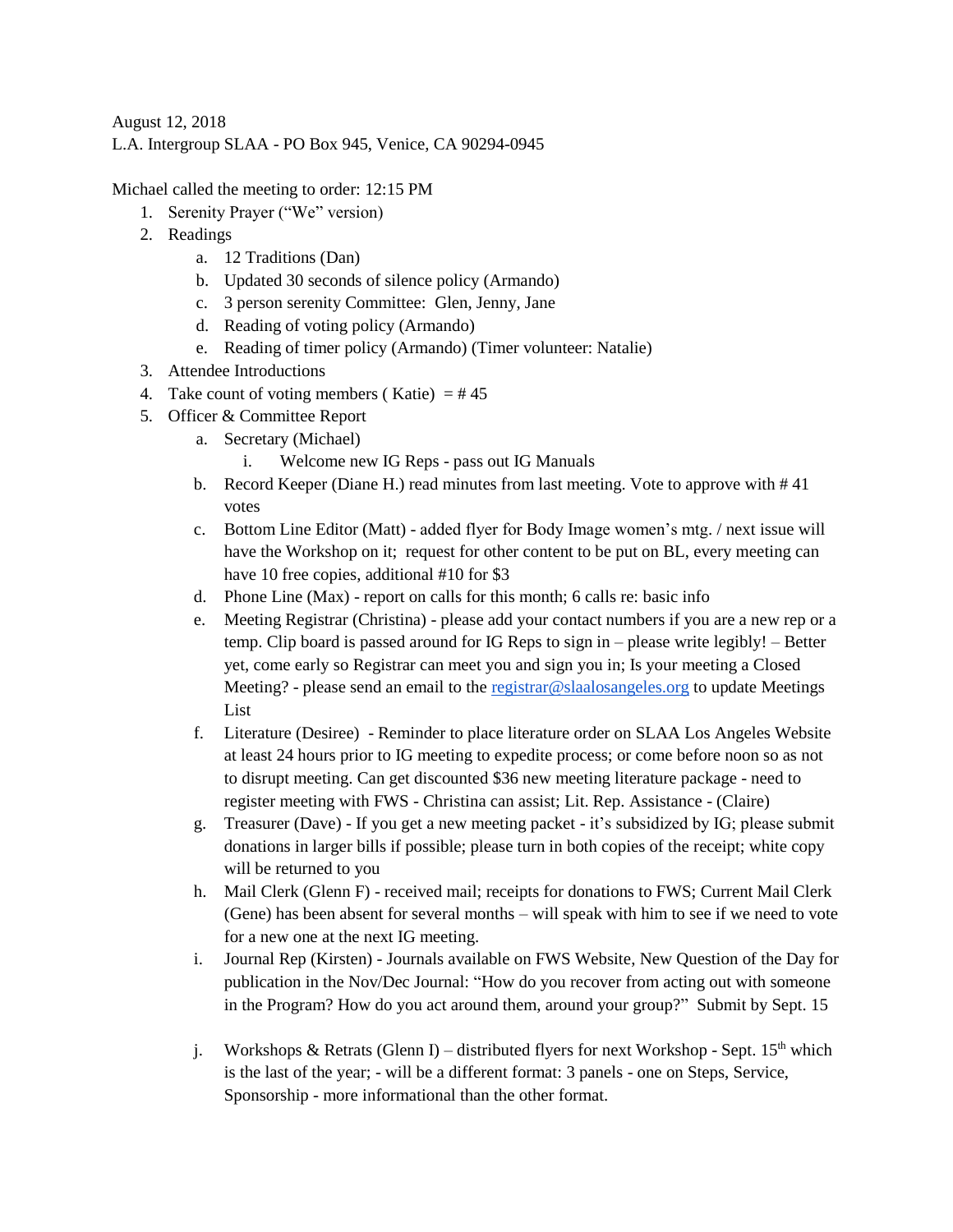August 12, 2018
L.A. Intergroup SLAA - PO Box 945, Venice, CA 90294-0945

Michael called the meeting to order: 12:15 PM

1. Serenity Prayer ("We" version)
2. Readings
   a. 12 Traditions (Dan)
   b. Updated 30 seconds of silence policy (Armando)
   c. 3 person serenity Committee: Glen, Jenny, Jane
   d. Reading of voting policy (Armando)
   e. Reading of timer policy (Armando) (Timer volunteer: Natalie)
3. Attendee Introductions
4. Take count of voting members ( Katie) = # 45
5. Officer & Committee Report
   a. Secretary (Michael)
      i. Welcome new IG Reps - pass out IG Manuals
   b. Record Keeper (Diane H.) read minutes from last meeting. Vote to approve with # 41 votes
   c. Bottom Line Editor (Matt) - added flyer for Body Image women's mtg. / next issue will have the Workshop on it; request for other content to be put on BL, every meeting can have 10 free copies, additional #10 for $3
   d. Phone Line (Max) - report on calls for this month; 6 calls re: basic info
   e. Meeting Registrar (Christina) - please add your contact numbers if you are a new rep or a temp. Clip board is passed around for IG Reps to sign in – please write legibly! – Better yet, come early so Registrar can meet you and sign you in; Is your meeting a Closed Meeting? - please send an email to the registrar@slaalosangeles.org to update Meetings List
   f. Literature (Desiree) - Reminder to place literature order on SLAA Los Angeles Website at least 24 hours prior to IG meeting to expedite process; or come before noon so as not to disrupt meeting. Can get discounted $36 new meeting literature package - need to register meeting with FWS - Christina can assist; Lit. Rep. Assistance - (Claire)
   g. Treasurer (Dave) - If you get a new meeting packet - it's subsidized by IG; please submit donations in larger bills if possible; please turn in both copies of the receipt; white copy will be returned to you
   h. Mail Clerk (Glenn F) - received mail; receipts for donations to FWS; Current Mail Clerk (Gene) has been absent for several months – will speak with him to see if we need to vote for a new one at the next IG meeting.
   i. Journal Rep (Kirsten) - Journals available on FWS Website, New Question of the Day for publication in the Nov/Dec Journal: "How do you recover from acting out with someone in the Program? How do you act around them, around your group?" Submit by Sept. 15
   j. Workshops & Retrats (Glenn I) – distributed flyers for next Workshop - Sept. 15th which is the last of the year; - will be a different format: 3 panels - one on Steps, Service, Sponsorship - more informational than the other format.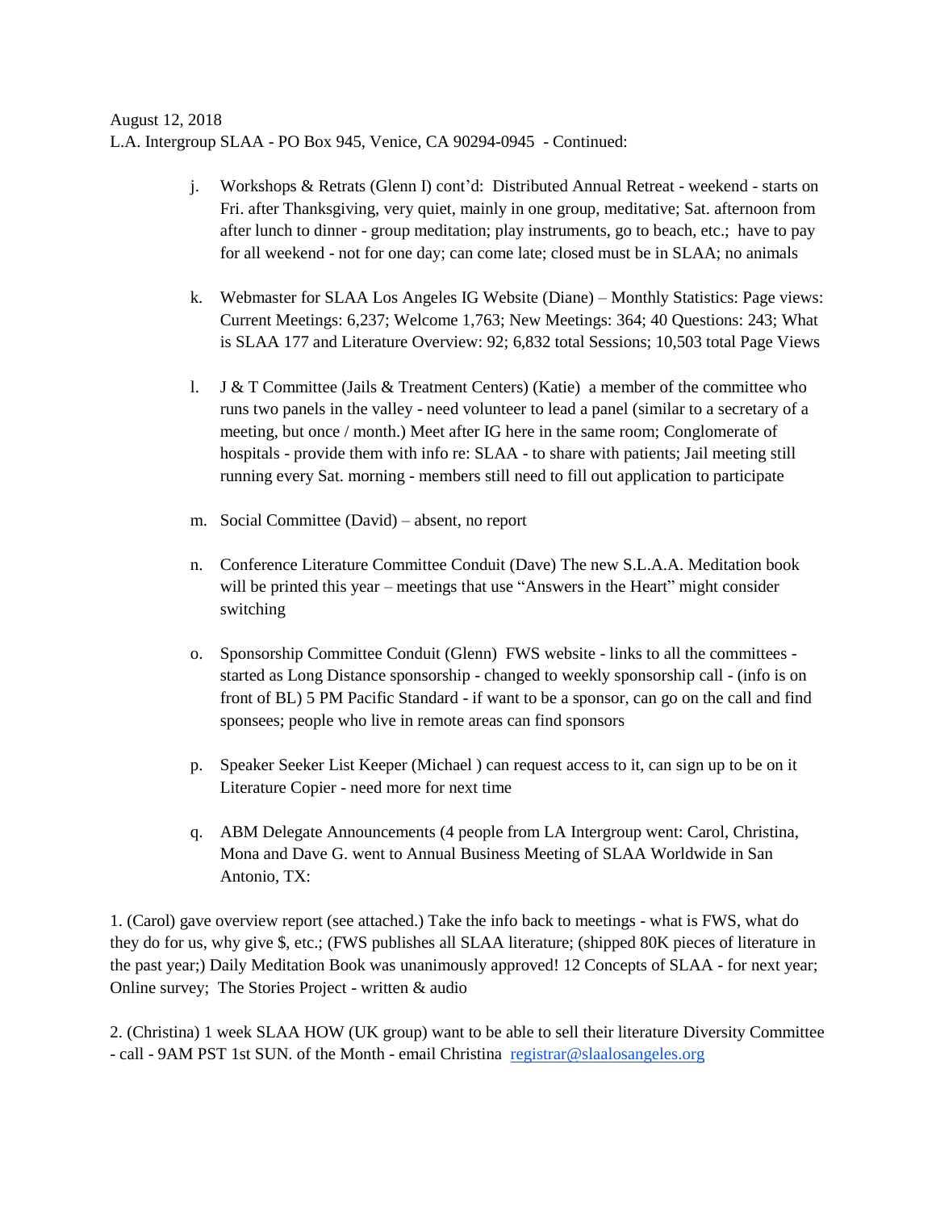August 12, 2018
L.A. Intergroup SLAA - PO Box 945, Venice, CA 90294-0945 - Continued:

j. Workshops & Retrats (Glenn I) cont'd: Distributed Annual Retreat - weekend - starts on Fri. after Thanksgiving, very quiet, mainly in one group, meditative; Sat. afternoon from after lunch to dinner - group meditation; play instruments, go to beach, etc.; have to pay for all weekend - not for one day; can come late; closed must be in SLAA; no animals

k. Webmaster for SLAA Los Angeles IG Website (Diane) – Monthly Statistics: Page views: Current Meetings: 6,237; Welcome 1,763; New Meetings: 364; 40 Questions: 243; What is SLAA 177 and Literature Overview: 92; 6,832 total Sessions; 10,503 total Page Views

l. J & T Committee (Jails & Treatment Centers) (Katie) a member of the committee who runs two panels in the valley - need volunteer to lead a panel (similar to a secretary of a meeting, but once / month.) Meet after IG here in the same room; Conglomerate of hospitals - provide them with info re: SLAA - to share with patients; Jail meeting still running every Sat. morning - members still need to fill out application to participate

m. Social Committee (David) – absent, no report

n. Conference Literature Committee Conduit (Dave) The new S.L.A.A. Meditation book will be printed this year – meetings that use "Answers in the Heart" might consider switching

o. Sponsorship Committee Conduit (Glenn) FWS website - links to all the committees - started as Long Distance sponsorship - changed to weekly sponsorship call - (info is on front of BL) 5 PM Pacific Standard - if want to be a sponsor, can go on the call and find sponsees; people who live in remote areas can find sponsors

p. Speaker Seeker List Keeper (Michael ) can request access to it, can sign up to be on it Literature Copier - need more for next time

q. ABM Delegate Announcements (4 people from LA Intergroup went: Carol, Christina, Mona and Dave G. went to Annual Business Meeting of SLAA Worldwide in San Antonio, TX:

1. (Carol) gave overview report (see attached.) Take the info back to meetings - what is FWS, what do they do for us, why give $, etc.; (FWS publishes all SLAA literature; (shipped 80K pieces of literature in the past year;) Daily Meditation Book was unanimously approved! 12 Concepts of SLAA - for next year; Online survey; The Stories Project - written & audio

2. (Christina) 1 week SLAA HOW (UK group) want to be able to sell their literature Diversity Committee - call - 9AM PST 1st SUN. of the Month - email Christina [registrar@slaalosangeles.org](mailto:registrar@slaalosangeles.org)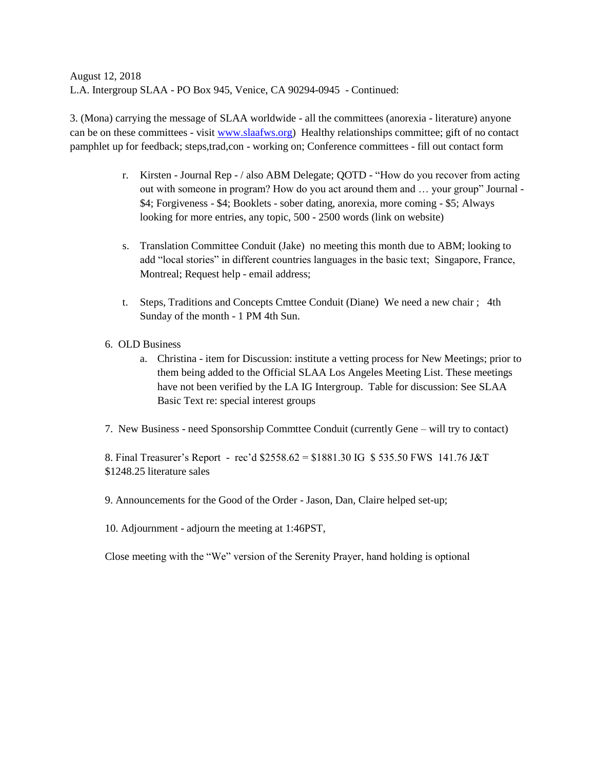August 12, 2018
L.A. Intergroup SLAA - PO Box 945, Venice, CA 90294-0945 - Continued:

3. (Mona) carrying the message of SLAA worldwide - all the committees (anorexia - literature) anyone can be on these committees - visit www.slaafws.org) Healthy relationships committee; gift of no contact pamphlet up for feedback; steps,trad,con - working on; Conference committees - fill out contact form

r. Kirsten - Journal Rep - / also ABM Delegate; QOTD - "How do you recover from acting out with someone in program? How do you act around them and … your group" Journal - $4; Forgiveness - $4; Booklets - sober dating, anorexia, more coming - $5; Always looking for more entries, any topic, 500 - 2500 words (link on website)

s. Translation Committee Conduit (Jake) no meeting this month due to ABM; looking to add "local stories" in different countries languages in the basic text; Singapore, France, Montreal; Request help - email address;

t. Steps, Traditions and Concepts Cmttee Conduit (Diane) We need a new chair ; 4th Sunday of the month - 1 PM 4th Sun.

6. OLD Business
   a. Christina - item for Discussion: institute a vetting process for New Meetings; prior to them being added to the Official SLAA Los Angeles Meeting List. These meetings have not been verified by the LA IG Intergroup. Table for discussion: See SLAA Basic Text re: special interest groups

7. New Business - need Sponsorship Commttee Conduit (currently Gene – will try to contact)

8. Final Treasurer's Report - rec'd $2558.62 = $1881.30 IG $ 535.50 FWS 141.76 J&T $1248.25 literature sales

9. Announcements for the Good of the Order - Jason, Dan, Claire helped set-up;

10. Adjournment - adjourn the meeting at 1:46PST,

Close meeting with the "We" version of the Serenity Prayer, hand holding is optional